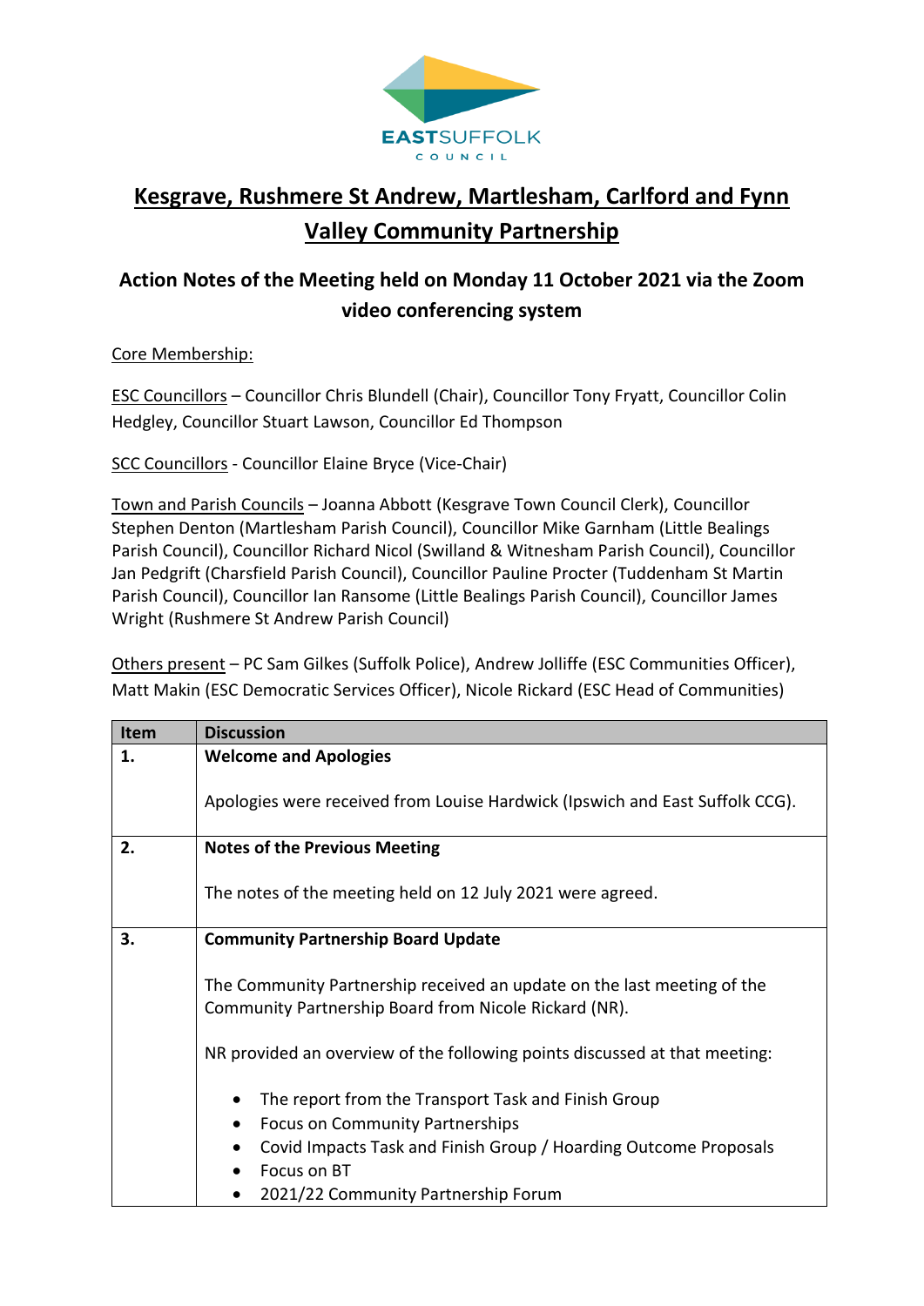# Kesgrave, Rushmere St Andrew, Martlesham, Carlford and Fynn Valley Community Partnership

## Action Notes of the Meeting held on Monday 11 October 2021 via the Zoom video conferencing system

Core Membership:

ESC Councillors – Councillor Chris Blundell (Chair), Councillor Tony Fryatt, Councillor Colin Hedgley, Councillor Stuart Lawson, Councillor Ed Thompson

SCC Councillors - Councillor Elaine Bryce (Vice-Chair)

Town and Parish Councils – Joanna Abbott (Kesgrave Town Council Clerk), Councillor Stephen Denton (Martlesham Parish Council), Councillor Mike Garnham (Little Bealings Parish Council), Councillor Richard Nicol (Swilland & Witnesham Parish Council), Councillor Jan Pedgrift (Charsfield Parish Council), Councillor Pauline Procter (Tuddenham St Martin Parish Council), Councillor Ian Ransome (Little Bealings Parish Council), Councillor James Wright (Rushmere St Andrew Parish Council)

Others present – PC Sam Gilkes (Suffolk Police), Andrew Jolliffe (ESC Communities Officer), Matt Makin (ESC Democratic Services Officer), Nicole Rickard (ESC Head of Communities)

| Item | Discussion |
|---|---|
| 1. | **Welcome and Apologies**<br><br>Apologies were received from Louise Hardwick (Ipswich and East Suffolk CCG). |
| 2. | **Notes of the Previous Meeting**<br><br>The notes of the meeting held on 12 July 2021 were agreed. |
| 3. | **Community Partnership Board Update**<br><br>The Community Partnership received an update on the last meeting of the Community Partnership Board from Nicole Rickard (NR).<br><br>NR provided an overview of the following points discussed at that meeting:<br><br>• The report from the Transport Task and Finish Group<br>• Focus on Community Partnerships<br>• Covid Impacts Task and Finish Group / Hoarding Outcome Proposals<br>• Focus on BT<br>• 2021/22 Community Partnership Forum |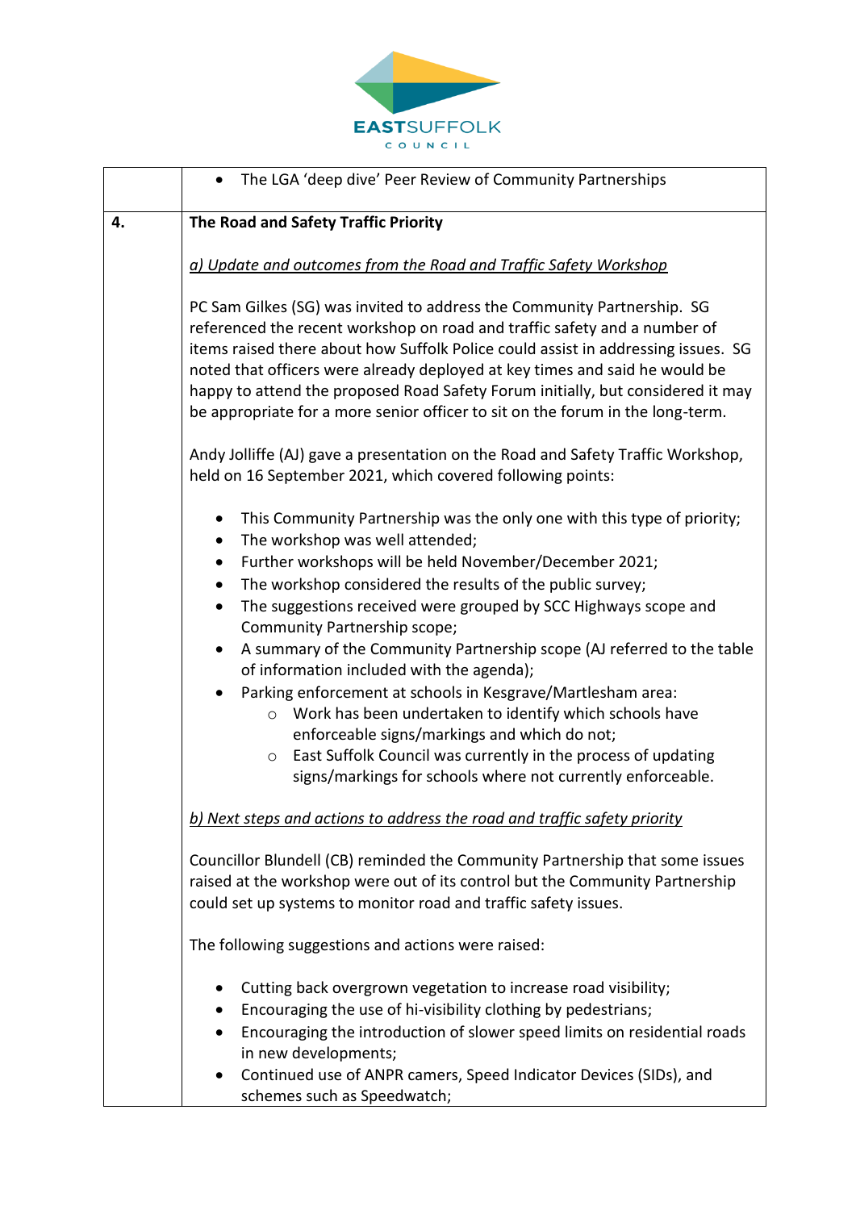| | |
|---|---|
| | • The LGA 'deep dive' Peer Review of Community Partnerships |
| **4.** | **The Road and Safety Traffic Priority**<br><br>*a) Update and outcomes from the Road and Traffic Safety Workshop*<br><br>PC Sam Gilkes (SG) was invited to address the Community Partnership. SG referenced the recent workshop on road and traffic safety and a number of items raised there about how Suffolk Police could assist in addressing issues. SG noted that officers were already deployed at key times and said he would be happy to attend the proposed Road Safety Forum initially, but considered it may be appropriate for a more senior officer to sit on the forum in the long-term.<br><br>Andy Jolliffe (AJ) gave a presentation on the Road and Safety Traffic Workshop, held on 16 September 2021, which covered following points:<br><br>• This Community Partnership was the only one with this type of priority;<br>• The workshop was well attended;<br>• Further workshops will be held November/December 2021;<br>• The workshop considered the results of the public survey;<br>• The suggestions received were grouped by SCC Highways scope and Community Partnership scope;<br>• A summary of the Community Partnership scope (AJ referred to the table of information included with the agenda);<br>• Parking enforcement at schools in Kesgrave/Martlesham area:<br>&nbsp;&nbsp;&nbsp;&nbsp;○ Work has been undertaken to identify which schools have enforceable signs/markings and which do not;<br>&nbsp;&nbsp;&nbsp;&nbsp;○ East Suffolk Council was currently in the process of updating signs/markings for schools where not currently enforceable.<br><br>*b) Next steps and actions to address the road and traffic safety priority*<br><br>Councillor Blundell (CB) reminded the Community Partnership that some issues raised at the workshop were out of its control but the Community Partnership could set up systems to monitor road and traffic safety issues.<br><br>The following suggestions and actions were raised:<br><br>• Cutting back overgrown vegetation to increase road visibility;<br>• Encouraging the use of hi-visibility clothing by pedestrians;<br>• Encouraging the introduction of slower speed limits on residential roads in new developments;<br>• Continued use of ANPR camers, Speed Indicator Devices (SIDs), and schemes such as Speedwatch; |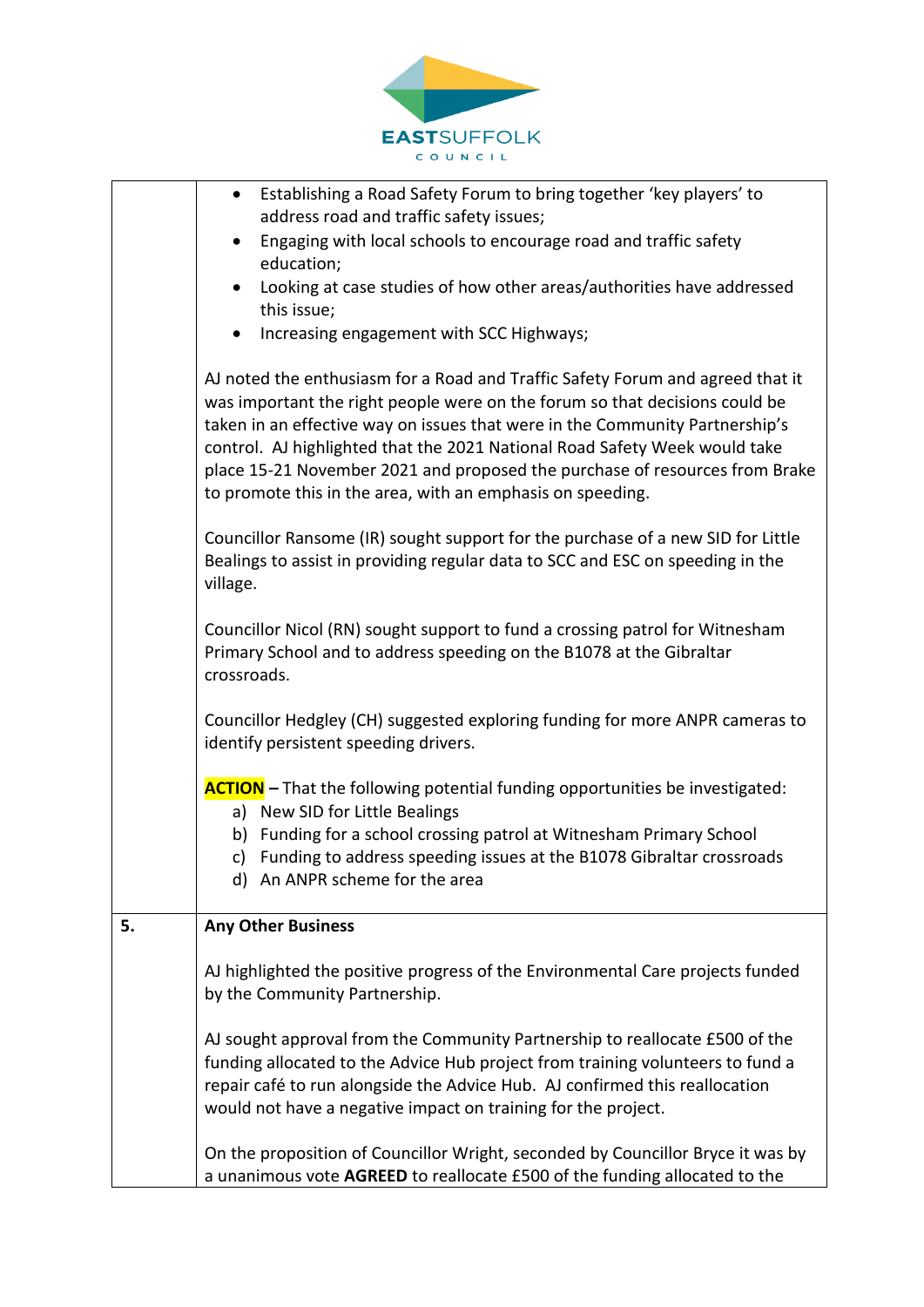| | |
|---|---|
| | • Establishing a Road Safety Forum to bring together 'key players' to address road and traffic safety issues;<br>• Engaging with local schools to encourage road and traffic safety education;<br>• Looking at case studies of how other areas/authorities have addressed this issue;<br>• Increasing engagement with SCC Highways;<br><br>AJ noted the enthusiasm for a Road and Traffic Safety Forum and agreed that it was important the right people were on the forum so that decisions could be taken in an effective way on issues that were in the Community Partnership's control. AJ highlighted that the 2021 National Road Safety Week would take place 15-21 November 2021 and proposed the purchase of resources from Brake to promote this in the area, with an emphasis on speeding.<br><br>Councillor Ransome (IR) sought support for the purchase of a new SID for Little Bealings to assist in providing regular data to SCC and ESC on speeding in the village.<br><br>Councillor Nicol (RN) sought support to fund a crossing patrol for Witnesham Primary School and to address speeding on the B1078 at the Gibraltar crossroads.<br><br>Councillor Hedgley (CH) suggested exploring funding for more ANPR cameras to identify persistent speeding drivers.<br><br>**ACTION** – That the following potential funding opportunities be investigated:<br>a) New SID for Little Bealings<br>b) Funding for a school crossing patrol at Witnesham Primary School<br>c) Funding to address speeding issues at the B1078 Gibraltar crossroads<br>d) An ANPR scheme for the area |
| **5.** | **Any Other Business**<br><br>AJ highlighted the positive progress of the Environmental Care projects funded by the Community Partnership.<br><br>AJ sought approval from the Community Partnership to reallocate £500 of the funding allocated to the Advice Hub project from training volunteers to fund a repair café to run alongside the Advice Hub. AJ confirmed this reallocation would not have a negative impact on training for the project.<br><br>On the proposition of Councillor Wright, seconded by Councillor Bryce it was by a unanimous vote **AGREED** to reallocate £500 of the funding allocated to the |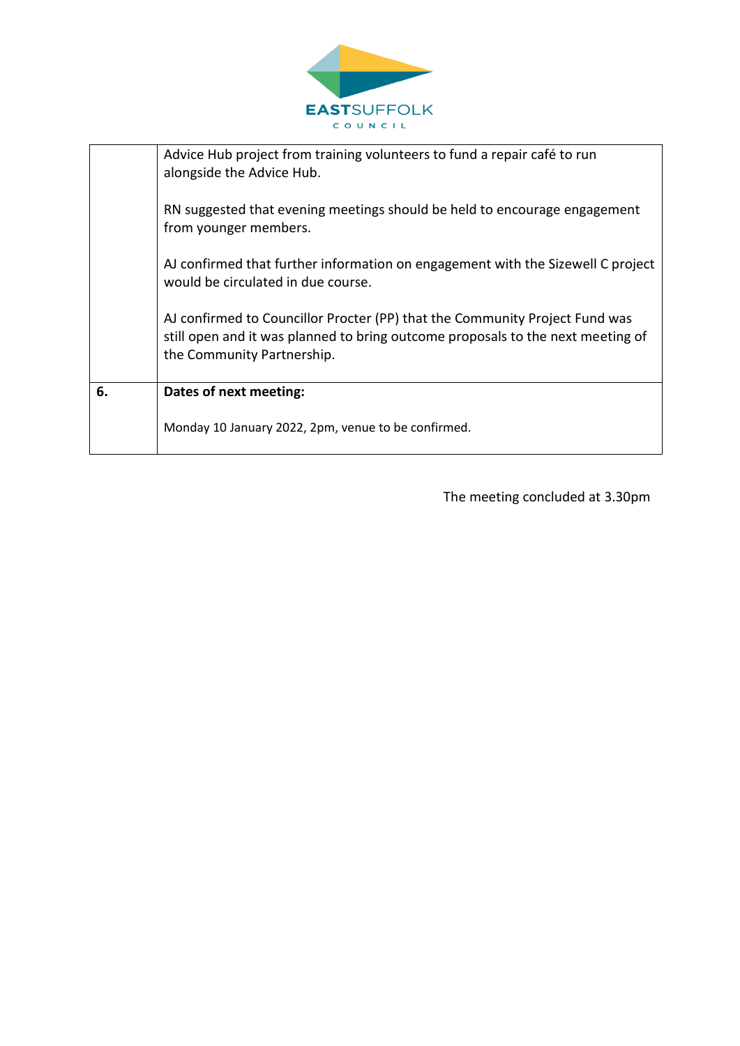| | |
|---|---|
| | Advice Hub project from training volunteers to fund a repair café to run alongside the Advice Hub.<br><br>RN suggested that evening meetings should be held to encourage engagement from younger members.<br><br>AJ confirmed that further information on engagement with the Sizewell C project would be circulated in due course.<br><br>AJ confirmed to Councillor Procter (PP) that the Community Project Fund was still open and it was planned to bring outcome proposals to the next meeting of the Community Partnership. |
| **6.** | **Dates of next meeting:**<br><br>Monday 10 January 2022, 2pm, venue to be confirmed. |

The meeting concluded at 3.30pm